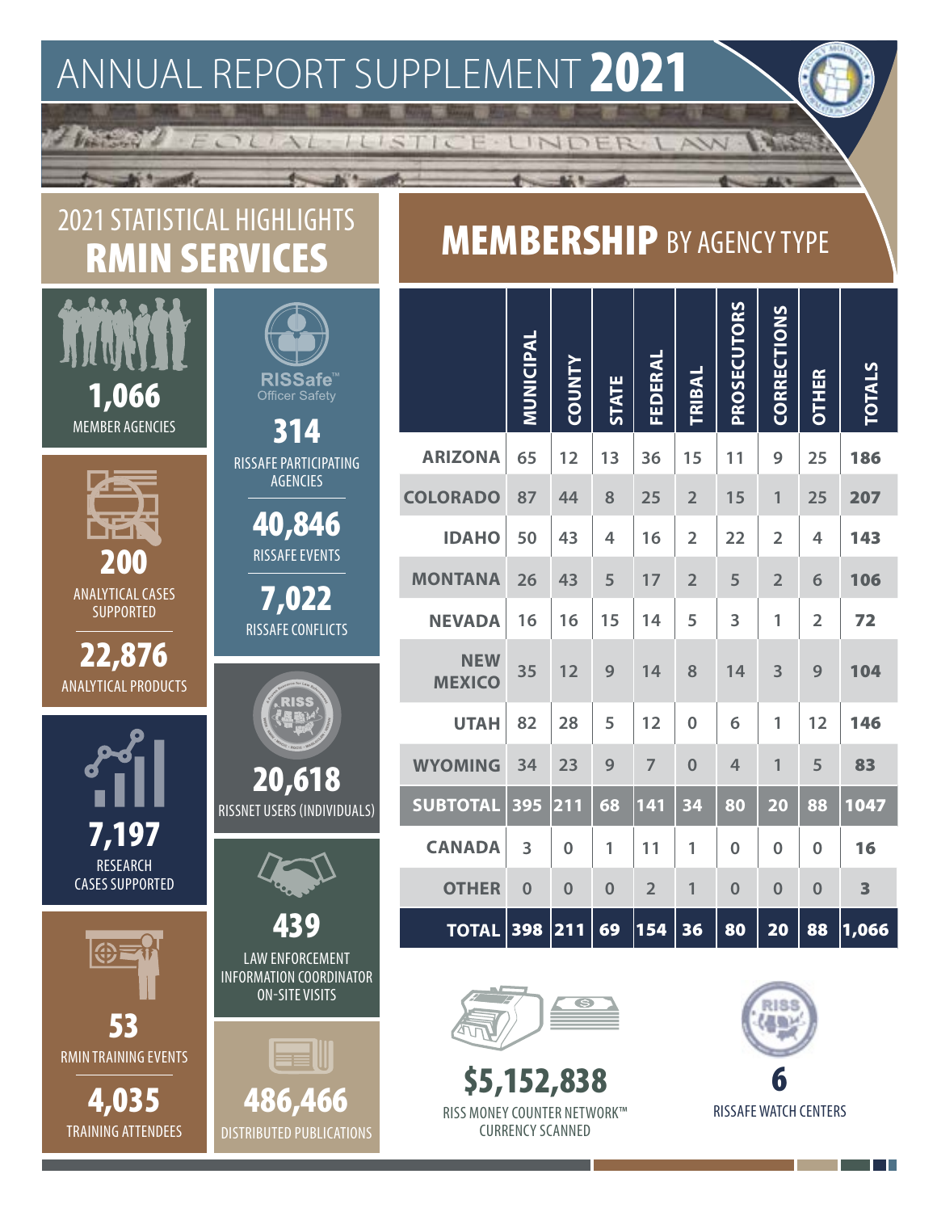# ANNUAL REPORT SUPPLEMENT **2021**

EQUAL JUSTICE UNDER LAW

## 2021 STATISTICAL HIGHLIGHTS
## RMIN SERVICES

**1,066**
MEMBER AGENCIES

**200**
ANALYTICAL CASES SUPPORTED

**22,876**
ANALYTICAL PRODUCTS

**7,197**
RESEARCH CASES SUPPORTED

**53**
RMIN TRAINING EVENTS

**4,035**
TRAINING ATTENDEES

RISSafe™ Officer Safety

**314**
RISSAFE PARTICIPATING AGENCIES

**40,846**
RISSAFE EVENTS

**7,022**
RISSAFE CONFLICTS

**20,618**
RISSNET USERS (INDIVIDUALS)

**439**
LAW ENFORCEMENT INFORMATION COORDINATOR ON-SITE VISITS

**486,466**
DISTRIBUTED PUBLICATIONS

## MEMBERSHIP BY AGENCY TYPE

| | MUNICIPAL | COUNTY | STATE | FEDERAL | TRIBAL | PROSECUTORS | CORRECTIONS | OTHER | TOTALS |
|---|---|---|---|---|---|---|---|---|---|
| ARIZONA | 65 | 12 | 13 | 36 | 15 | 11 | 9 | 25 | 186 |
| COLORADO | 87 | 44 | 8 | 25 | 2 | 15 | 1 | 25 | 207 |
| IDAHO | 50 | 43 | 4 | 16 | 2 | 22 | 2 | 4 | 143 |
| MONTANA | 26 | 43 | 5 | 17 | 2 | 5 | 2 | 6 | 106 |
| NEVADA | 16 | 16 | 15 | 14 | 5 | 3 | 1 | 2 | 72 |
| NEW MEXICO | 35 | 12 | 9 | 14 | 8 | 14 | 3 | 9 | 104 |
| UTAH | 82 | 28 | 5 | 12 | 0 | 6 | 1 | 12 | 146 |
| WYOMING | 34 | 23 | 9 | 7 | 0 | 4 | 1 | 5 | 83 |
| SUBTOTAL | 395 | 211 | 68 | 141 | 34 | 80 | 20 | 88 | 1047 |
| CANADA | 3 | 0 | 1 | 11 | 1 | 0 | 0 | 0 | 16 |
| OTHER | 0 | 0 | 0 | 2 | 1 | 0 | 0 | 0 | 3 |
| TOTAL | 398 | 211 | 69 | 154 | 36 | 80 | 20 | 88 | 1,066 |

**$5,152,838**
RISS MONEY COUNTER NETWORK™ CURRENCY SCANNED

**6**
RISSAFE WATCH CENTERS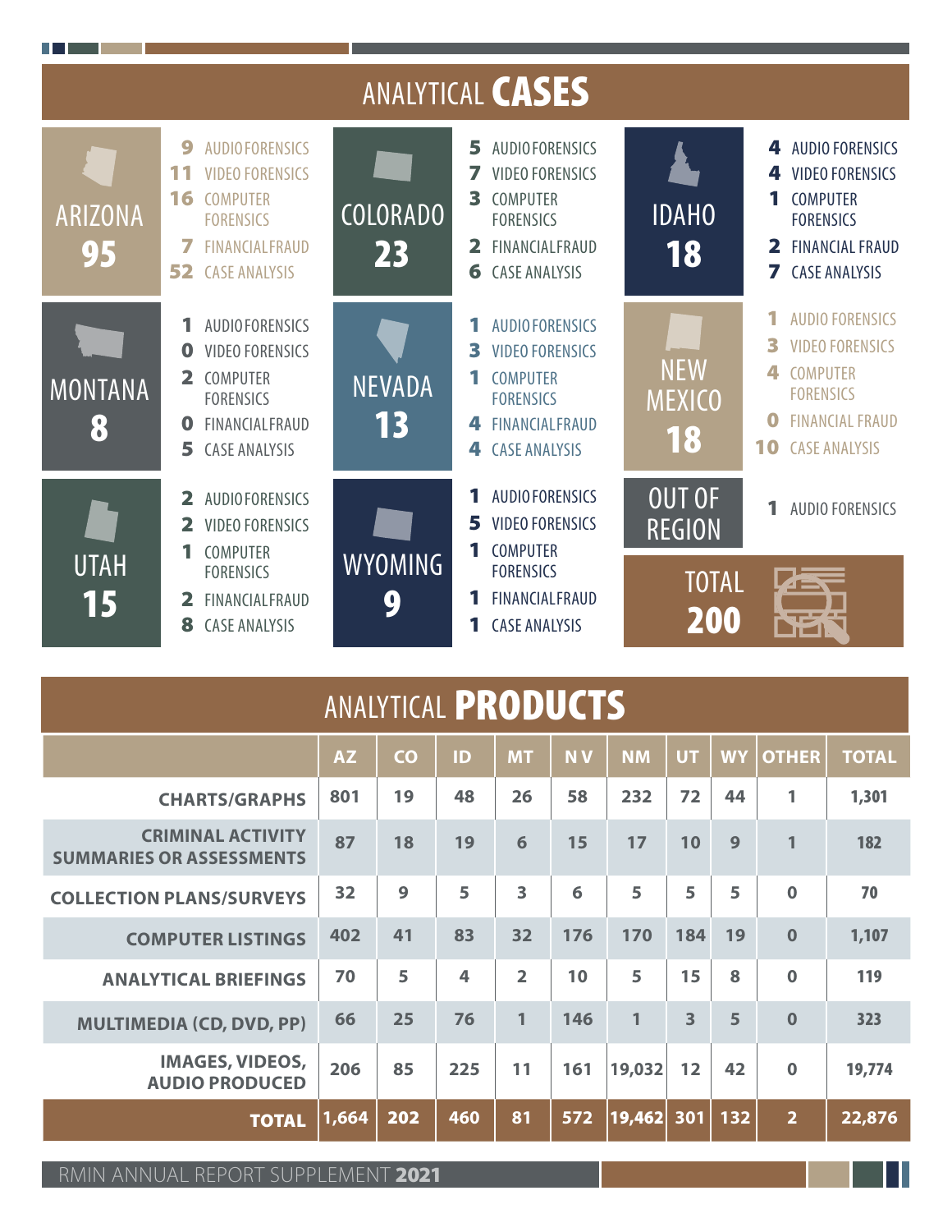# ANALYTICAL **CASES**

**ARIZONA 95**
- 9 AUDIO FORENSICS
- 11 VIDEO FORENSICS
- 16 COMPUTER FORENSICS
- 7 FINANCIAL FRAUD
- 52 CASE ANALYSIS

**COLORADO 23**
- 5 AUDIO FORENSICS
- 7 VIDEO FORENSICS
- 3 COMPUTER FORENSICS
- 2 FINANCIAL FRAUD
- 6 CASE ANALYSIS

**IDAHO 18**
- 4 AUDIO FORENSICS
- 4 VIDEO FORENSICS
- 1 COMPUTER FORENSICS
- 2 FINANCIAL FRAUD
- 7 CASE ANALYSIS

**MONTANA 8**
- 1 AUDIO FORENSICS
- 0 VIDEO FORENSICS
- 2 COMPUTER FORENSICS
- 0 FINANCIAL FRAUD
- 5 CASE ANALYSIS

**NEVADA 13**
- 1 AUDIO FORENSICS
- 3 VIDEO FORENSICS
- 1 COMPUTER FORENSICS
- 4 FINANCIAL FRAUD
- 4 CASE ANALYSIS

**NEW MEXICO 18**
- 1 AUDIO FORENSICS
- 3 VIDEO FORENSICS
- 4 COMPUTER FORENSICS
- 0 FINANCIAL FRAUD
- 10 CASE ANALYSIS

**UTAH 15**
- 2 AUDIO FORENSICS
- 2 VIDEO FORENSICS
- 1 COMPUTER FORENSICS
- 2 FINANCIAL FRAUD
- 8 CASE ANALYSIS

**WYOMING 9**
- 1 AUDIO FORENSICS
- 5 VIDEO FORENSICS
- 1 COMPUTER FORENSICS
- 1 FINANCIAL FRAUD
- 1 CASE ANALYSIS

**OUT OF REGION**
- 1 AUDIO FORENSICS

**TOTAL 200**

# ANALYTICAL **PRODUCTS**

| | AZ | CO | ID | MT | NV | NM | UT | WY | OTHER | TOTAL |
|---|---|---|---|---|---|---|---|---|---|---|
| CHARTS/GRAPHS | 801 | 19 | 48 | 26 | 58 | 232 | 72 | 44 | 1 | 1,301 |
| CRIMINAL ACTIVITY SUMMARIES OR ASSESSMENTS | 87 | 18 | 19 | 6 | 15 | 17 | 10 | 9 | 1 | 182 |
| COLLECTION PLANS/SURVEYS | 32 | 9 | 5 | 3 | 6 | 5 | 5 | 5 | 0 | 70 |
| COMPUTER LISTINGS | 402 | 41 | 83 | 32 | 176 | 170 | 184 | 19 | 0 | 1,107 |
| ANALYTICAL BRIEFINGS | 70 | 5 | 4 | 2 | 10 | 5 | 15 | 8 | 0 | 119 |
| MULTIMEDIA (CD, DVD, PP) | 66 | 25 | 76 | 1 | 146 | 1 | 3 | 5 | 0 | 323 |
| IMAGES, VIDEOS, AUDIO PRODUCED | 206 | 85 | 225 | 11 | 161 | 19,032 | 12 | 42 | 0 | 19,774 |
| **TOTAL** | 1,664 | 202 | 460 | 81 | 572 | 19,462 | 301 | 132 | 2 | 22,876 |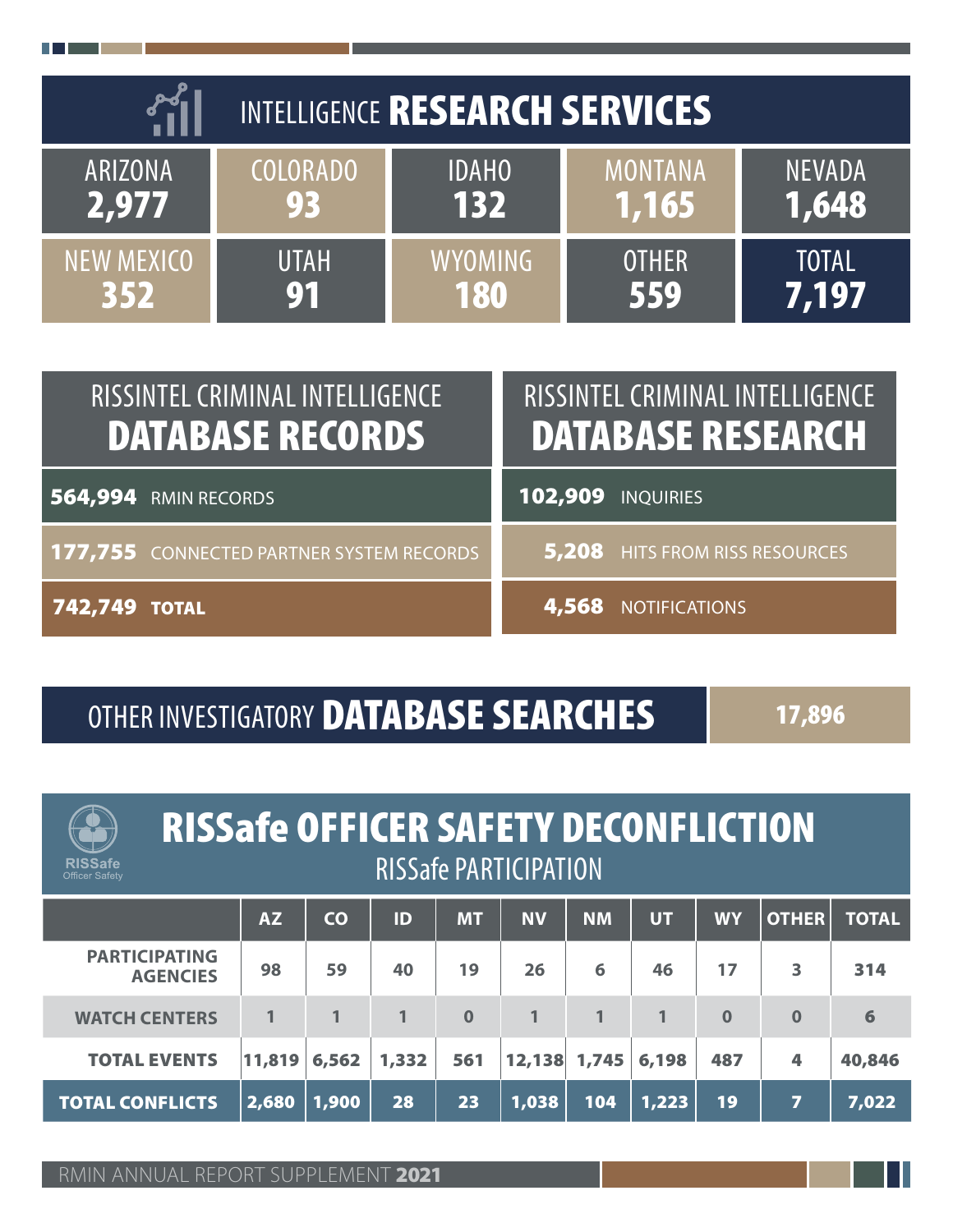## INTELLIGENCE RESEARCH SERVICES

| | | | | |
|---|---|---|---|---|
| ARIZONA 2,977 | COLORADO 93 | IDAHO 132 | MONTANA 1,165 | NEVADA 1,648 |
| NEW MEXICO 352 | UTAH 91 | WYOMING 180 | OTHER 559 | TOTAL 7,197 |

## RISSINTEL CRIMINAL INTELLIGENCE DATABASE RECORDS

**564,994** RMIN RECORDS

**177,755** CONNECTED PARTNER SYSTEM RECORDS

**742,749 TOTAL**

## RISSINTEL CRIMINAL INTELLIGENCE DATABASE RESEARCH

**102,909** INQUIRIES

**5,208** HITS FROM RISS RESOURCES

**4,568** NOTIFICATIONS

## OTHER INVESTIGATORY DATABASE SEARCHES

**17,896**

## RISSafe OFFICER SAFETY DECONFLICTION

RISSafe PARTICIPATION

| | AZ | CO | ID | MT | NV | NM | UT | WY | OTHER | TOTAL |
|---|---|---|---|---|---|---|---|---|---|---|
| PARTICIPATING AGENCIES | 98 | 59 | 40 | 19 | 26 | 6 | 46 | 17 | 3 | 314 |
| WATCH CENTERS | 1 | 1 | 1 | 0 | 1 | 1 | 1 | 0 | 0 | 6 |
| TOTAL EVENTS | 11,819 | 6,562 | 1,332 | 561 | 12,138 | 1,745 | 6,198 | 487 | 4 | 40,846 |
| TOTAL CONFLICTS | 2,680 | 1,900 | 28 | 23 | 1,038 | 104 | 1,223 | 19 | 7 | 7,022 |